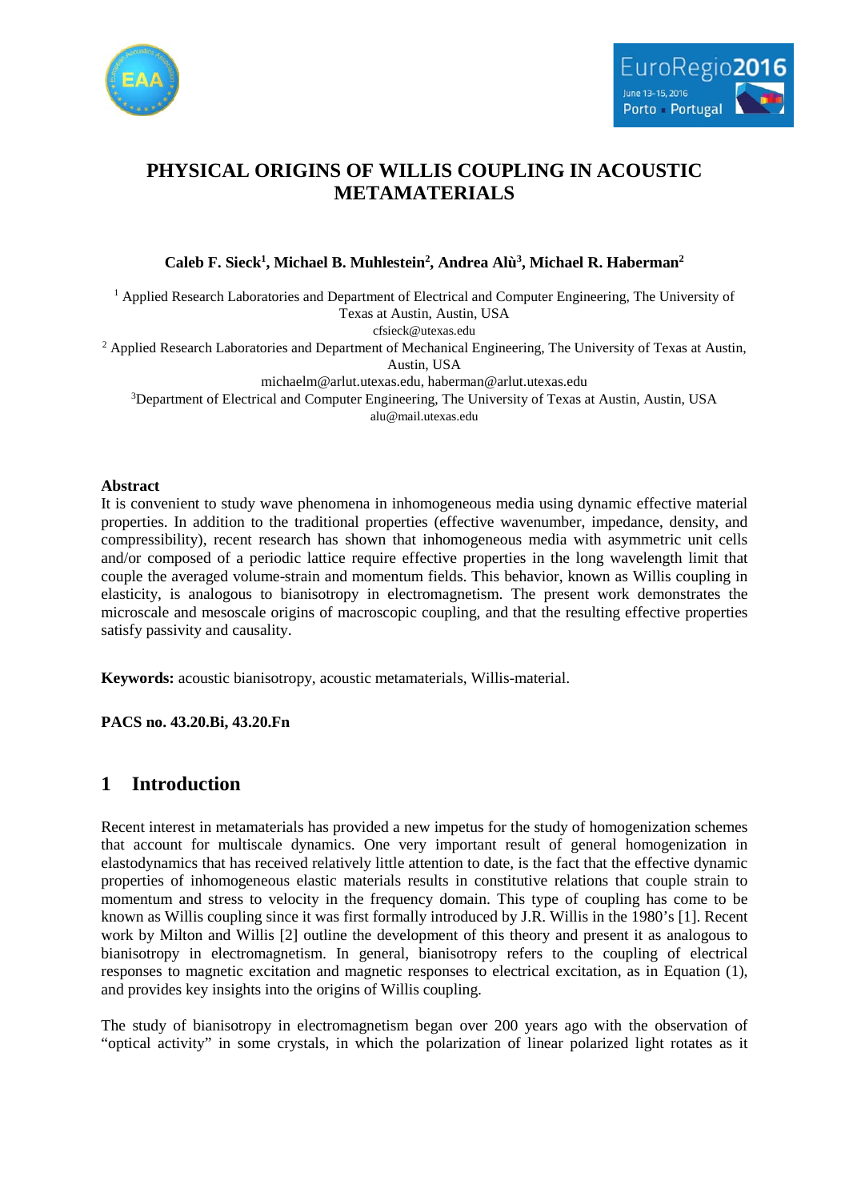# PHYSICAL ORIGINS OF WILLIS COUPLING IN ACOUSTIC METAMATERIALS

**Caleb F. Sieck[1], Michael B. Muhlestein[2], Andrea Alù[3], Michael R. Haberman[2]**

[1] Applied Research Laboratories and Department of Electrical and Computer Engineering, The University of Texas at Austin, Austin, USA
cfsieck@utexas.edu

[2] Applied Research Laboratories and Department of Mechanical Engineering, The University of Texas at Austin, Austin, USA
michaelm@arlut.utexas.edu, haberman@arlut.utexas.edu

[3] Department of Electrical and Computer Engineering, The University of Texas at Austin, Austin, USA
alu@mail.utexas.edu

**Abstract**

It is convenient to study wave phenomena in inhomogeneous media using dynamic effective material properties. In addition to the traditional properties (effective wavenumber, impedance, density, and compressibility), recent research has shown that inhomogeneous media with asymmetric unit cells and/or composed of a periodic lattice require effective properties in the long wavelength limit that couple the averaged volume-strain and momentum fields. This behavior, known as Willis coupling in elasticity, is analogous to bianisotropy in electromagnetism. The present work demonstrates the microscale and mesoscale origins of macroscopic coupling, and that the resulting effective properties satisfy passivity and causality.

**Keywords:** acoustic bianisotropy, acoustic metamaterials, Willis-material.

**PACS no. 43.20.Bi, 43.20.Fn**

## 1 Introduction

Recent interest in metamaterials has provided a new impetus for the study of homogenization schemes that account for multiscale dynamics. One very important result of general homogenization in elastodynamics that has received relatively little attention to date, is the fact that the effective dynamic properties of inhomogeneous elastic materials results in constitutive relations that couple strain to momentum and stress to velocity in the frequency domain. This type of coupling has come to be known as Willis coupling since it was first formally introduced by J.R. Willis in the 1980's [1]. Recent work by Milton and Willis [2] outline the development of this theory and present it as analogous to bianisotropy in electromagnetism. In general, bianisotropy refers to the coupling of electrical responses to magnetic excitation and magnetic responses to electrical excitation, as in Equation (1), and provides key insights into the origins of Willis coupling.

The study of bianisotropy in electromagnetism began over 200 years ago with the observation of "optical activity" in some crystals, in which the polarization of linear polarized light rotates as it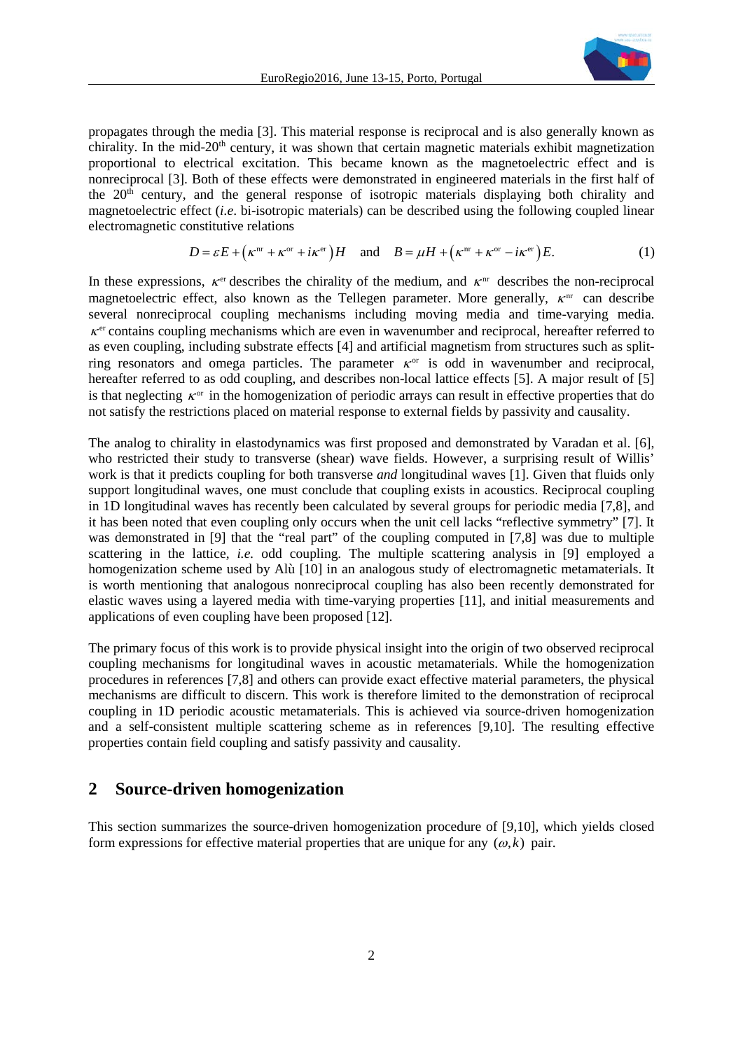propagates through the media [3]. This material response is reciprocal and is also generally known as chirality. In the mid-20th century, it was shown that certain magnetic materials exhibit magnetization proportional to electrical excitation. This became known as the magnetoelectric effect and is nonreciprocal [3]. Both of these effects were demonstrated in engineered materials in the first half of the 20th century, and the general response of isotropic materials displaying both chirality and magnetoelectric effect (*i.e*. bi-isotropic materials) can be described using the following coupled linear electromagnetic constitutive relations

$$D = \varepsilon E + \left(\kappa^{\text{nr}} + \kappa^{\text{or}} + i\kappa^{\text{er}}\right)H \quad \text{and} \quad B = \mu H + \left(\kappa^{\text{nr}} + \kappa^{\text{or}} - i\kappa^{\text{er}}\right)E. \tag{1}$$

In these expressions, $\kappa^{\text{er}}$ describes the chirality of the medium, and $\kappa^{\text{nr}}$ describes the non-reciprocal magnetoelectric effect, also known as the Tellegen parameter. More generally, $\kappa^{\text{nr}}$ can describe several nonreciprocal coupling mechanisms including moving media and time-varying media. $\kappa^{\text{er}}$ contains coupling mechanisms which are even in wavenumber and reciprocal, hereafter referred to as even coupling, including substrate effects [4] and artificial magnetism from structures such as split-ring resonators and omega particles. The parameter $\kappa^{\text{or}}$ is odd in wavenumber and reciprocal, hereafter referred to as odd coupling, and describes non-local lattice effects [5]. A major result of [5] is that neglecting $\kappa^{\text{or}}$ in the homogenization of periodic arrays can result in effective properties that do not satisfy the restrictions placed on material response to external fields by passivity and causality.

The analog to chirality in elastodynamics was first proposed and demonstrated by Varadan et al. [6], who restricted their study to transverse (shear) wave fields. However, a surprising result of Willis' work is that it predicts coupling for both transverse *and* longitudinal waves [1]. Given that fluids only support longitudinal waves, one must conclude that coupling exists in acoustics. Reciprocal coupling in 1D longitudinal waves has recently been calculated by several groups for periodic media [7,8], and it has been noted that even coupling only occurs when the unit cell lacks "reflective symmetry" [7]. It was demonstrated in [9] that the "real part" of the coupling computed in [7,8] was due to multiple scattering in the lattice, *i.e.* odd coupling. The multiple scattering analysis in [9] employed a homogenization scheme used by Alù [10] in an analogous study of electromagnetic metamaterials. It is worth mentioning that analogous nonreciprocal coupling has also been recently demonstrated for elastic waves using a layered media with time-varying properties [11], and initial measurements and applications of even coupling have been proposed [12].

The primary focus of this work is to provide physical insight into the origin of two observed reciprocal coupling mechanisms for longitudinal waves in acoustic metamaterials. While the homogenization procedures in references [7,8] and others can provide exact effective material parameters, the physical mechanisms are difficult to discern. This work is therefore limited to the demonstration of reciprocal coupling in 1D periodic acoustic metamaterials. This is achieved via source-driven homogenization and a self-consistent multiple scattering scheme as in references [9,10]. The resulting effective properties contain field coupling and satisfy passivity and causality.

## 2 Source-driven homogenization

This section summarizes the source-driven homogenization procedure of [9,10], which yields closed form expressions for effective material properties that are unique for any $(\omega, k)$ pair.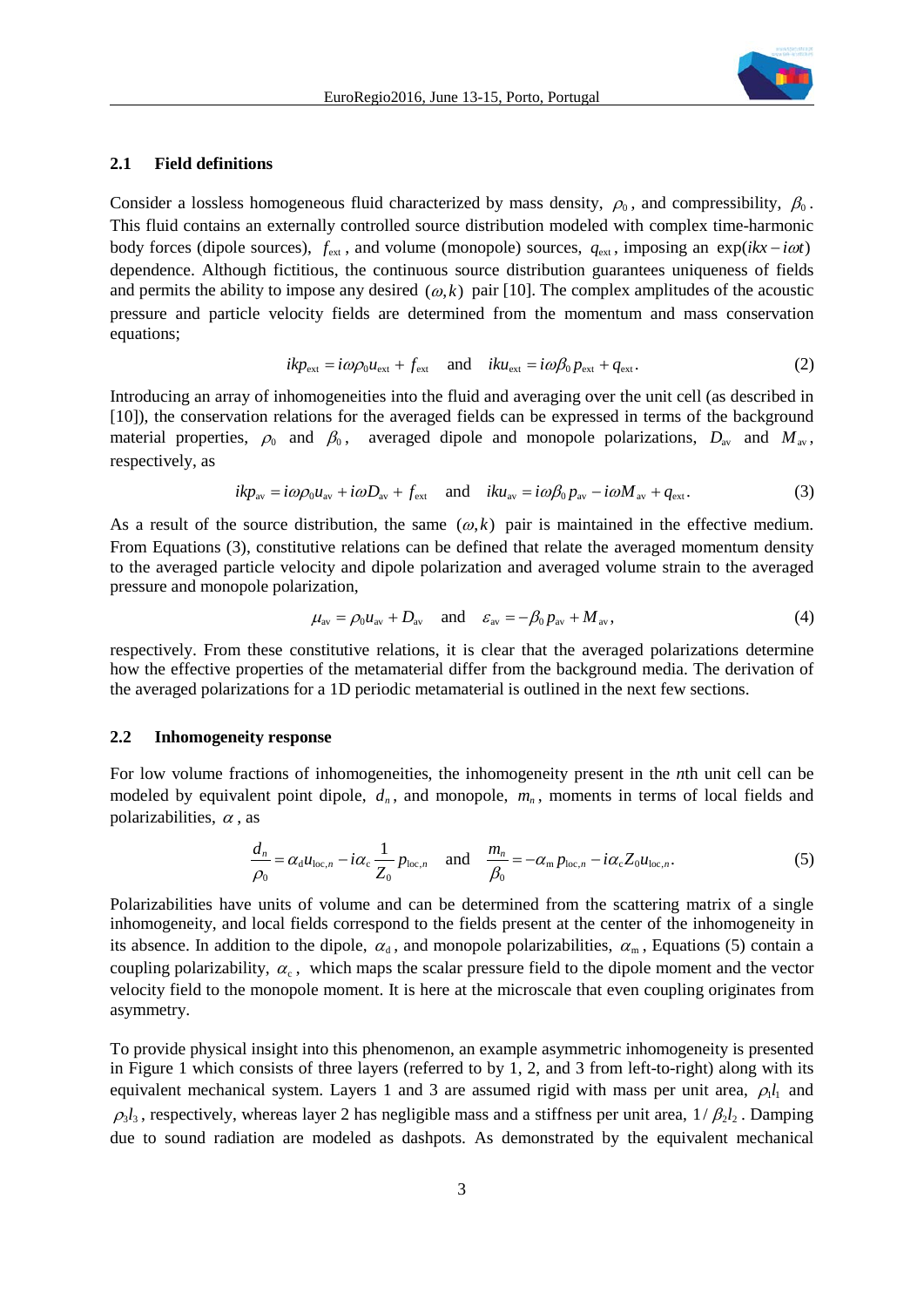### 2.1 Field definitions

Consider a lossless homogeneous fluid characterized by mass density, $\rho_0$, and compressibility, $\beta_0$. This fluid contains an externally controlled source distribution modeled with complex time-harmonic body forces (dipole sources), $f_{\text{ext}}$, and volume (monopole) sources, $q_{\text{ext}}$, imposing an $\exp(ikx - i\omega t)$ dependence. Although fictitious, the continuous source distribution guarantees uniqueness of fields and permits the ability to impose any desired $(\omega, k)$ pair [10]. The complex amplitudes of the acoustic pressure and particle velocity fields are determined from the momentum and mass conservation equations;

$$ikp_{\text{ext}} = i\omega\rho_0 u_{\text{ext}} + f_{\text{ext}} \quad \text{and} \quad iku_{\text{ext}} = i\omega\beta_0 p_{\text{ext}} + q_{\text{ext}}. \tag{2}$$

Introducing an array of inhomogeneities into the fluid and averaging over the unit cell (as described in [10]), the conservation relations for the averaged fields can be expressed in terms of the background material properties, $\rho_0$ and $\beta_0$, averaged dipole and monopole polarizations, $D_{\text{av}}$ and $M_{\text{av}}$, respectively, as

$$ikp_{\text{av}} = i\omega\rho_0 u_{\text{av}} + i\omega D_{\text{av}} + f_{\text{ext}} \quad \text{and} \quad iku_{\text{av}} = i\omega\beta_0 p_{\text{av}} - i\omega M_{\text{av}} + q_{\text{ext}}. \tag{3}$$

As a result of the source distribution, the same $(\omega, k)$ pair is maintained in the effective medium. From Equations (3), constitutive relations can be defined that relate the averaged momentum density to the averaged particle velocity and dipole polarization and averaged volume strain to the averaged pressure and monopole polarization,

$$\mu_{\text{av}} = \rho_0 u_{\text{av}} + D_{\text{av}} \quad \text{and} \quad \varepsilon_{\text{av}} = -\beta_0 p_{\text{av}} + M_{\text{av}}, \tag{4}$$

respectively. From these constitutive relations, it is clear that the averaged polarizations determine how the effective properties of the metamaterial differ from the background media. The derivation of the averaged polarizations for a 1D periodic metamaterial is outlined in the next few sections.

### 2.2 Inhomogeneity response

For low volume fractions of inhomogeneities, the inhomogeneity present in the *n*th unit cell can be modeled by equivalent point dipole, $d_n$, and monopole, $m_n$, moments in terms of local fields and polarizabilities, $\alpha$, as

$$\frac{d_n}{\rho_0} = \alpha_{\text{d}} u_{\text{loc},n} - i\alpha_{\text{c}} \frac{1}{Z_0} p_{\text{loc},n} \quad \text{and} \quad \frac{m_n}{\beta_0} = -\alpha_{\text{m}} p_{\text{loc},n} - i\alpha_{\text{c}} Z_0 u_{\text{loc},n}. \tag{5}$$

Polarizabilities have units of volume and can be determined from the scattering matrix of a single inhomogeneity, and local fields correspond to the fields present at the center of the inhomogeneity in its absence. In addition to the dipole, $\alpha_{\text{d}}$, and monopole polarizabilities, $\alpha_{\text{m}}$, Equations (5) contain a coupling polarizability, $\alpha_{\text{c}}$, which maps the scalar pressure field to the dipole moment and the vector velocity field to the monopole moment. It is here at the microscale that even coupling originates from asymmetry.

To provide physical insight into this phenomenon, an example asymmetric inhomogeneity is presented in Figure 1 which consists of three layers (referred to by 1, 2, and 3 from left-to-right) along with its equivalent mechanical system. Layers 1 and 3 are assumed rigid with mass per unit area, $\rho_1 l_1$ and $\rho_3 l_3$, respectively, whereas layer 2 has negligible mass and a stiffness per unit area, $1/\beta_2 l_2$. Damping due to sound radiation are modeled as dashpots. As demonstrated by the equivalent mechanical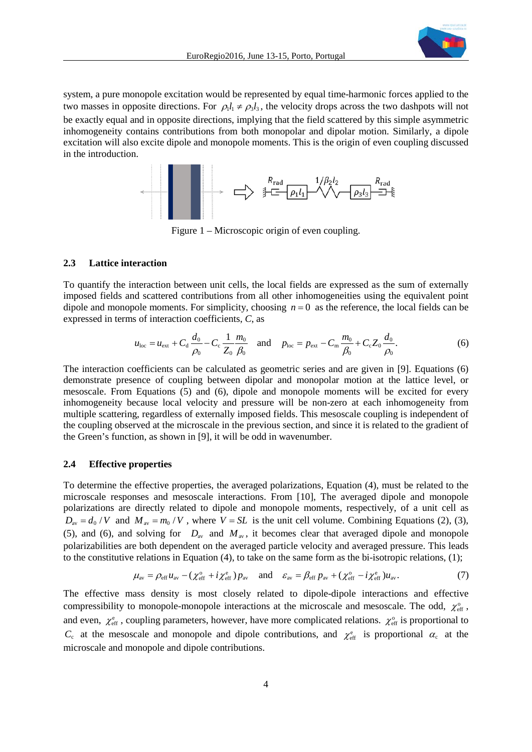system, a pure monopole excitation would be represented by equal time-harmonic forces applied to the two masses in opposite directions. For $\rho_1 l_1 \neq \rho_3 l_3$, the velocity drops across the two dashpots will not be exactly equal and in opposite directions, implying that the field scattered by this simple asymmetric inhomogeneity contains contributions from both monopolar and dipolar motion. Similarly, a dipole excitation will also excite dipole and monopole moments. This is the origin of even coupling discussed in the introduction.

Figure 1 – Microscopic origin of even coupling.

### 2.3 Lattice interaction

To quantify the interaction between unit cells, the local fields are expressed as the sum of externally imposed fields and scattered contributions from all other inhomogeneities using the equivalent point dipole and monopole moments. For simplicity, choosing $n = 0$ as the reference, the local fields can be expressed in terms of interaction coefficients, $C$, as

$$u_{\text{loc}} = u_{\text{ext}} + C_{\text{d}} \frac{d_0}{\rho_0} - C_{\text{c}} \frac{1}{Z_0} \frac{m_0}{\beta_0} \quad \text{and} \quad p_{\text{loc}} = p_{\text{ext}} - C_{\text{m}} \frac{m_0}{\beta_0} + C_{\text{c}} Z_0 \frac{d_0}{\rho_0}. \tag{6}$$

The interaction coefficients can be calculated as geometric series and are given in [9]. Equations (6) demonstrate presence of coupling between dipolar and monopolar motion at the lattice level, or mesoscale. From Equations (5) and (6), dipole and monopole moments will be excited for every inhomogeneity because local velocity and pressure will be non-zero at each inhomogeneity from multiple scattering, regardless of externally imposed fields. This mesoscale coupling is independent of the coupling observed at the microscale in the previous section, and since it is related to the gradient of the Green's function, as shown in [9], it will be odd in wavenumber.

### 2.4 Effective properties

To determine the effective properties, the averaged polarizations, Equation (4), must be related to the microscale responses and mesoscale interactions. From [10], The averaged dipole and monopole polarizations are directly related to dipole and monopole moments, respectively, of a unit cell as $D_{\text{av}} = d_0 / V$ and $M_{\text{av}} = m_0 / V$, where $V = SL$ is the unit cell volume. Combining Equations (2), (3), (5), and (6), and solving for $D_{\text{av}}$ and $M_{\text{av}}$, it becomes clear that averaged dipole and monopole polarizabilities are both dependent on the averaged particle velocity and averaged pressure. This leads to the constitutive relations in Equation (4), to take on the same form as the bi-isotropic relations, (1);

$$\mu_{\text{av}} = \rho_{\text{eff}} u_{\text{av}} - (\chi_{\text{eff}}^{\text{o}} + i\chi_{\text{eff}}^{\text{e}}) p_{\text{av}} \quad \text{and} \quad \varepsilon_{\text{av}} = \beta_{\text{eff}} p_{\text{av}} + (\chi_{\text{eff}}^{\text{o}} - i\chi_{\text{eff}}^{\text{e}}) u_{\text{av}}. \tag{7}$$

The effective mass density is most closely related to dipole-dipole interactions and effective compressibility to monopole-monopole interactions at the microscale and mesoscale. The odd, $\chi_{\text{eff}}^{\text{o}}$, and even, $\chi_{\text{eff}}^{\text{e}}$, coupling parameters, however, have more complicated relations. $\chi_{\text{eff}}^{\text{o}}$ is proportional to $C_{\text{c}}$ at the mesoscale and monopole and dipole contributions, and $\chi_{\text{eff}}^{\text{e}}$ is proportional $\alpha_{\text{c}}$ at the microscale and monopole and dipole contributions.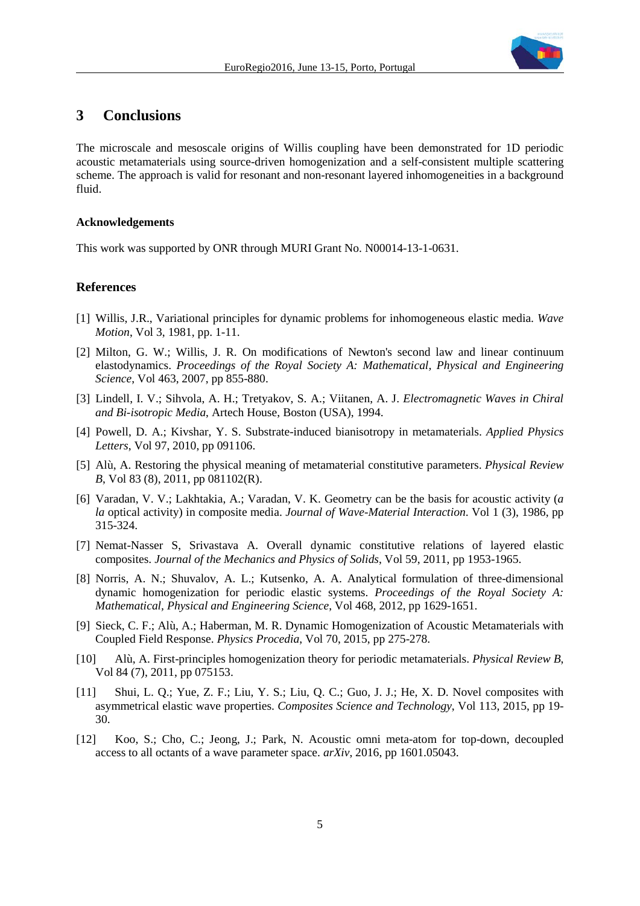## 3 Conclusions

The microscale and mesoscale origins of Willis coupling have been demonstrated for 1D periodic acoustic metamaterials using source-driven homogenization and a self-consistent multiple scattering scheme. The approach is valid for resonant and non-resonant layered inhomogeneities in a background fluid.

### Acknowledgements

This work was supported by ONR through MURI Grant No. N00014-13-1-0631.

### References

[1] Willis, J.R., Variational principles for dynamic problems for inhomogeneous elastic media. *Wave Motion*, Vol 3, 1981, pp. 1-11.

[2] Milton, G. W.; Willis, J. R. On modifications of Newton's second law and linear continuum elastodynamics. *Proceedings of the Royal Society A: Mathematical, Physical and Engineering Science*, Vol 463, 2007, pp 855-880.

[3] Lindell, I. V.; Sihvola, A. H.; Tretyakov, S. A.; Viitanen, A. J. *Electromagnetic Waves in Chiral and Bi-isotropic Media*, Artech House, Boston (USA), 1994.

[4] Powell, D. A.; Kivshar, Y. S. Substrate-induced bianisotropy in metamaterials. *Applied Physics Letters*, Vol 97, 2010, pp 091106.

[5] Alù, A. Restoring the physical meaning of metamaterial constitutive parameters. *Physical Review B*, Vol 83 (8), 2011, pp 081102(R).

[6] Varadan, V. V.; Lakhtakia, A.; Varadan, V. K. Geometry can be the basis for acoustic activity (*a la* optical activity) in composite media. *Journal of Wave-Material Interaction*. Vol 1 (3), 1986, pp 315-324.

[7] Nemat-Nasser S, Srivastava A. Overall dynamic constitutive relations of layered elastic composites. *Journal of the Mechanics and Physics of Solids*, Vol 59, 2011, pp 1953-1965.

[8] Norris, A. N.; Shuvalov, A. L.; Kutsenko, A. A. Analytical formulation of three-dimensional dynamic homogenization for periodic elastic systems. *Proceedings of the Royal Society A: Mathematical, Physical and Engineering Science*, Vol 468, 2012, pp 1629-1651.

[9] Sieck, C. F.; Alù, A.; Haberman, M. R. Dynamic Homogenization of Acoustic Metamaterials with Coupled Field Response. *Physics Procedia*, Vol 70, 2015, pp 275-278.

[10] Alù, A. First-principles homogenization theory for periodic metamaterials. *Physical Review B*, Vol 84 (7), 2011, pp 075153.

[11] Shui, L. Q.; Yue, Z. F.; Liu, Y. S.; Liu, Q. C.; Guo, J. J.; He, X. D. Novel composites with asymmetrical elastic wave properties. *Composites Science and Technology*, Vol 113, 2015, pp 19-30.

[12] Koo, S.; Cho, C.; Jeong, J.; Park, N. Acoustic omni meta-atom for top-down, decoupled access to all octants of a wave parameter space. *arXiv*, 2016, pp 1601.05043.